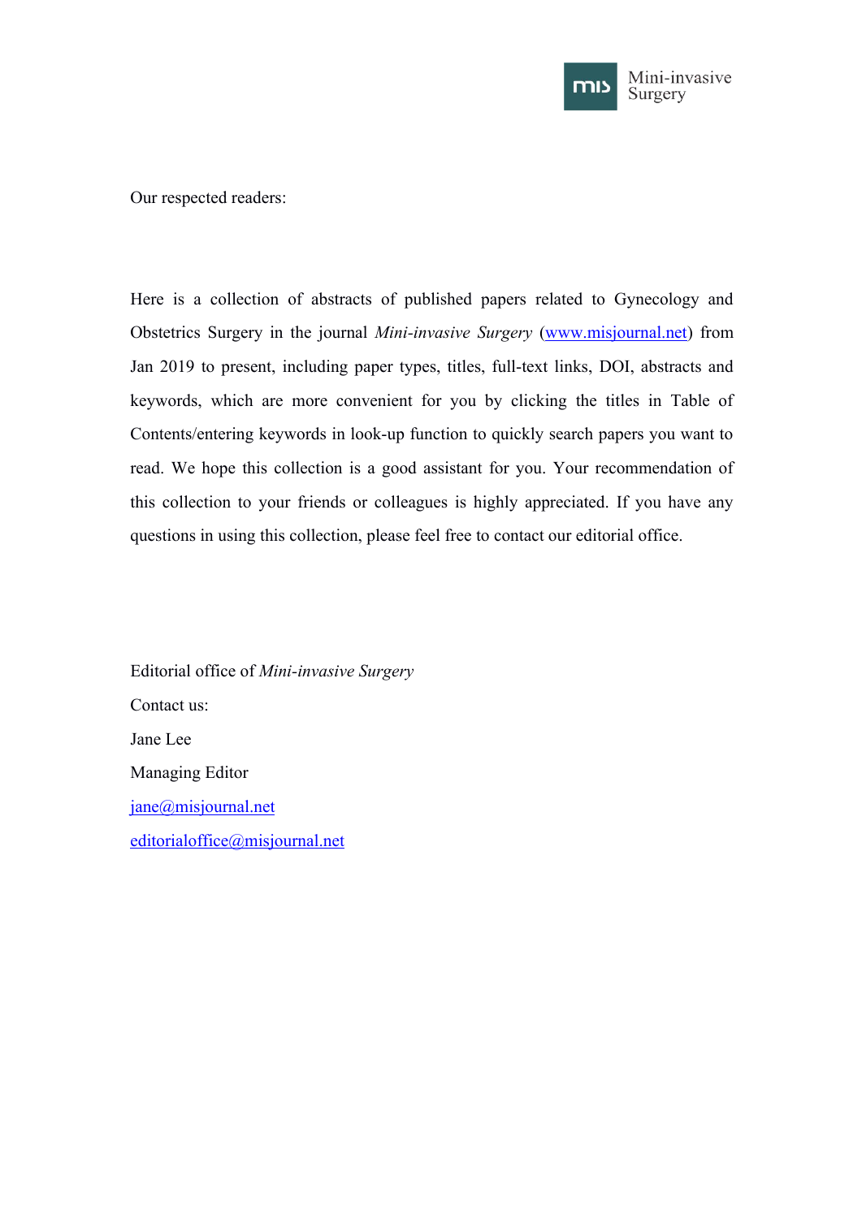Our respected readers:

Here is a collection of abstracts of published papers related to Gynecology and Obstetrics Surgery in the journal *Mini-invasive Surgery* (www.misjournal.net) from Jan 2019 to present, including paper types, titles, full-text links, DOI, abstracts and keywords, which are more convenient for you by clicking the titles in Table of Contents/entering keywords in look-up function to quickly search papers you want to read. We hope this collection is a good assistant for you. Your recommendation of this collection to your friends or colleagues is highly appreciated. If you have any questions in using this collection, please feel free to contact our editorial office.

Editorial office of *Mini-invasive Surgery*

Contact us:

Jane Lee

Managing Editor

jane@misjournal.net

editorialoffice@misjournal.net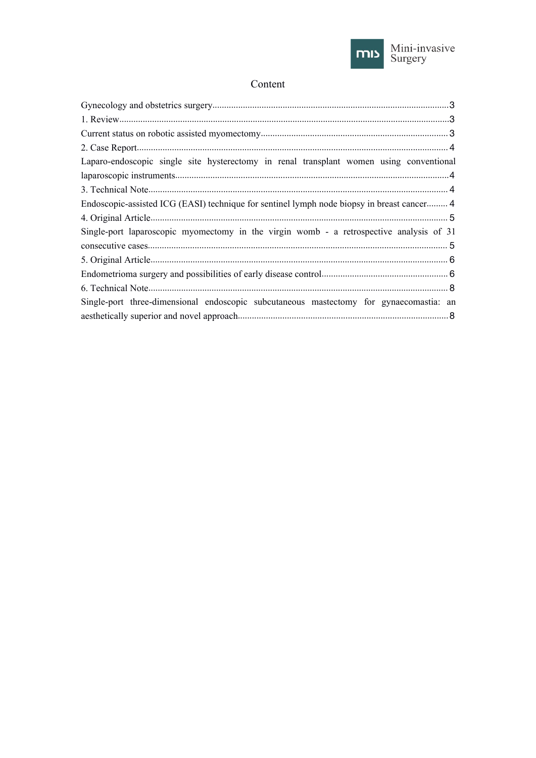# Content

Gynecology and obstetrics surgery....................................................................................................3

1. Review............................................................................................................................................3

Current status on robotic assisted myomectomy..............................................................................3

2. Case Report....................................................................................................................................4

Laparo-endoscopic single site hysterectomy in renal transplant women using conventional laparoscopic instruments....................................................................................................................4

3. Technical Note...............................................................................................................................4

Endoscopic-assisted ICG (EASI) technique for sentinel lymph node biopsy in breast cancer.........4

4. Original Article..............................................................................................................................5

Single-port laparoscopic myomectomy in the virgin womb - a retrospective analysis of 31 consecutive cases..............................................................................................................................5

5. Original Article..............................................................................................................................6

Endometrioma surgery and possibilities of early disease control.....................................................6

6. Technical Note...............................................................................................................................8

Single-port three-dimensional endoscopic subcutaneous mastectomy for gynaecomastia: an aesthetically superior and novel approach.........................................................................................8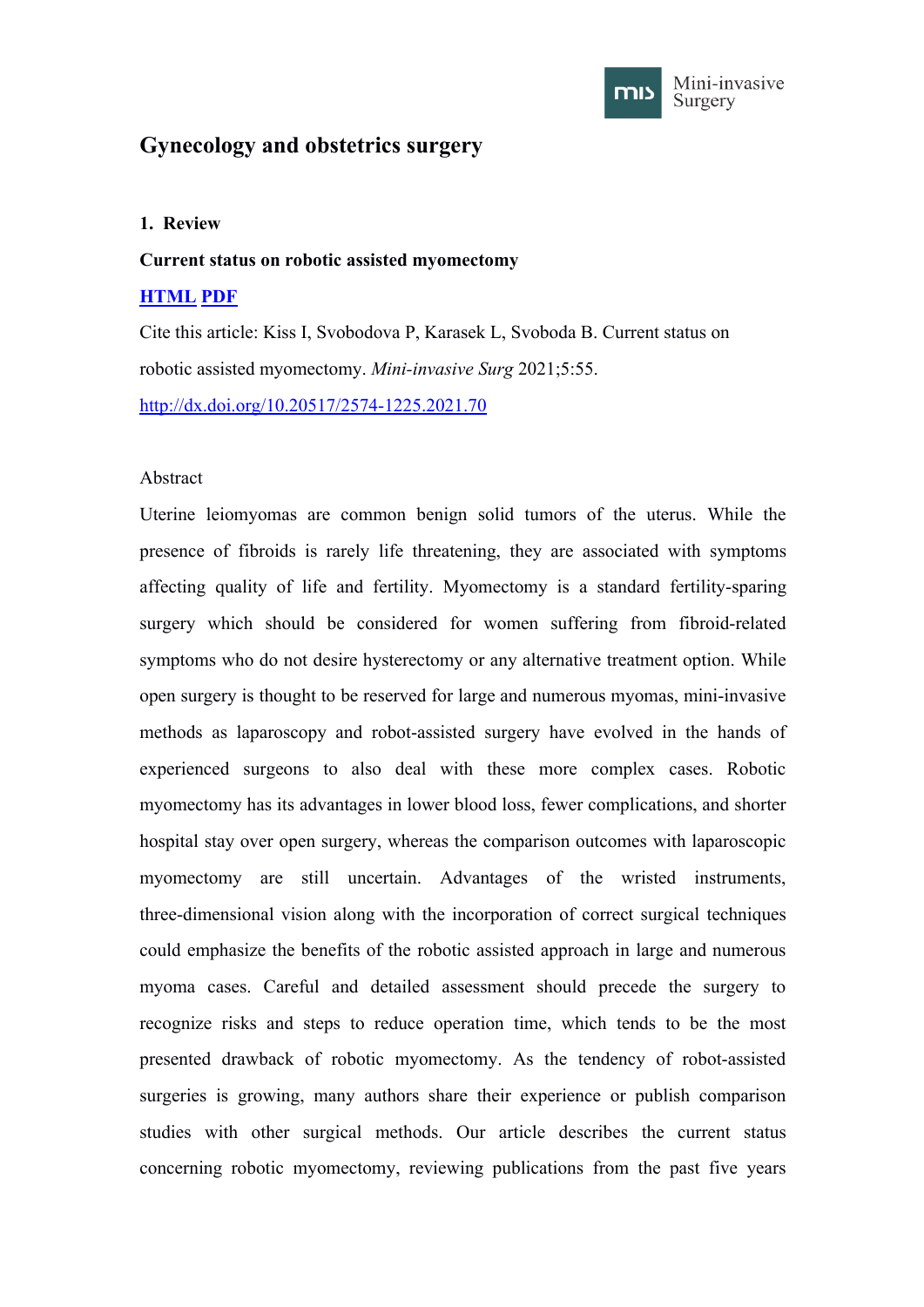# Gynecology and obstetrics surgery

**1. Review**

**Current status on robotic assisted myomectomy**

[**HTML**](#) [**PDF**](#)

Cite this article: Kiss I, Svobodova P, Karasek L, Svoboda B. Current status on robotic assisted myomectomy. *Mini-invasive Surg* 2021;5:55.

[http://dx.doi.org/10.20517/2574-1225.2021.70](http://dx.doi.org/10.20517/2574-1225.2021.70)

Abstract

Uterine leiomyomas are common benign solid tumors of the uterus. While the presence of fibroids is rarely life threatening, they are associated with symptoms affecting quality of life and fertility. Myomectomy is a standard fertility-sparing surgery which should be considered for women suffering from fibroid-related symptoms who do not desire hysterectomy or any alternative treatment option. While open surgery is thought to be reserved for large and numerous myomas, mini-invasive methods as laparoscopy and robot-assisted surgery have evolved in the hands of experienced surgeons to also deal with these more complex cases. Robotic myomectomy has its advantages in lower blood loss, fewer complications, and shorter hospital stay over open surgery, whereas the comparison outcomes with laparoscopic myomectomy are still uncertain. Advantages of the wristed instruments, three-dimensional vision along with the incorporation of correct surgical techniques could emphasize the benefits of the robotic assisted approach in large and numerous myoma cases. Careful and detailed assessment should precede the surgery to recognize risks and steps to reduce operation time, which tends to be the most presented drawback of robotic myomectomy. As the tendency of robot-assisted surgeries is growing, many authors share their experience or publish comparison studies with other surgical methods. Our article describes the current status concerning robotic myomectomy, reviewing publications from the past five years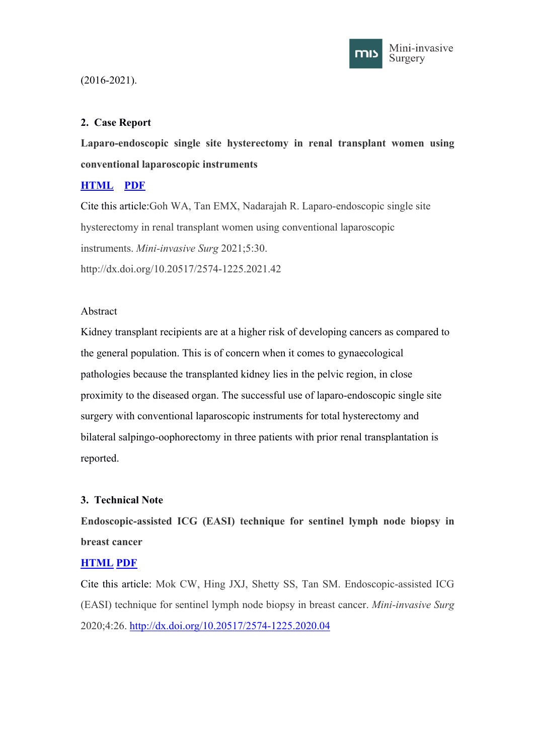(2016-2021).

## 2. Case Report

**Laparo-endoscopic single site hysterectomy in renal transplant women using conventional laparoscopic instruments**

[HTML] [PDF]

Cite this article:Goh WA, Tan EMX, Nadarajah R. Laparo-endoscopic single site hysterectomy in renal transplant women using conventional laparoscopic instruments. *Mini-invasive Surg* 2021;5:30. http://dx.doi.org/10.20517/2574-1225.2021.42

Abstract

Kidney transplant recipients are at a higher risk of developing cancers as compared to the general population. This is of concern when it comes to gynaecological pathologies because the transplanted kidney lies in the pelvic region, in close proximity to the diseased organ. The successful use of laparo-endoscopic single site surgery with conventional laparoscopic instruments for total hysterectomy and bilateral salpingo-oophorectomy in three patients with prior renal transplantation is reported.

## 3. Technical Note

**Endoscopic-assisted ICG (EASI) technique for sentinel lymph node biopsy in breast cancer**

[HTML] [PDF]

Cite this article: Mok CW, Hing JXJ, Shetty SS, Tan SM. Endoscopic-assisted ICG (EASI) technique for sentinel lymph node biopsy in breast cancer. *Mini-invasive Surg* 2020;4:26. http://dx.doi.org/10.20517/2574-1225.2020.04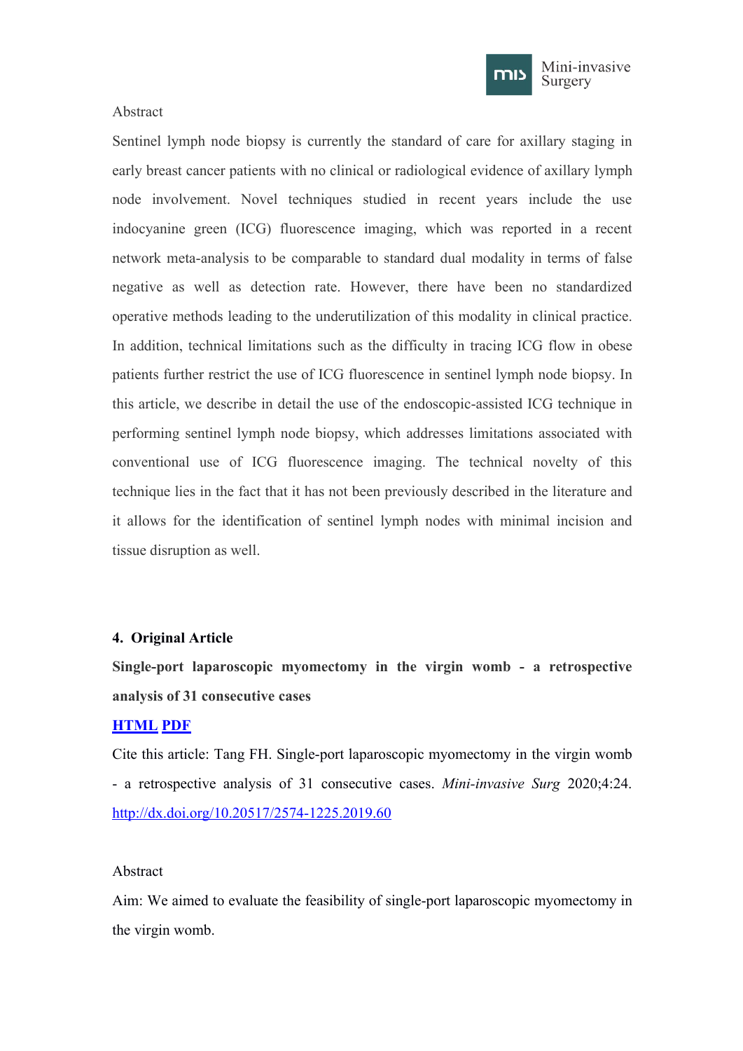Abstract

Sentinel lymph node biopsy is currently the standard of care for axillary staging in early breast cancer patients with no clinical or radiological evidence of axillary lymph node involvement. Novel techniques studied in recent years include the use indocyanine green (ICG) fluorescence imaging, which was reported in a recent network meta-analysis to be comparable to standard dual modality in terms of false negative as well as detection rate. However, there have been no standardized operative methods leading to the underutilization of this modality in clinical practice. In addition, technical limitations such as the difficulty in tracing ICG flow in obese patients further restrict the use of ICG fluorescence in sentinel lymph node biopsy. In this article, we describe in detail the use of the endoscopic-assisted ICG technique in performing sentinel lymph node biopsy, which addresses limitations associated with conventional use of ICG fluorescence imaging. The technical novelty of this technique lies in the fact that it has not been previously described in the literature and it allows for the identification of sentinel lymph nodes with minimal incision and tissue disruption as well.

**4. Original Article**

**Single-port laparoscopic myomectomy in the virgin womb - a retrospective analysis of 31 consecutive cases**

**HTML** **PDF**

Cite this article: Tang FH. Single-port laparoscopic myomectomy in the virgin womb - a retrospective analysis of 31 consecutive cases. *Mini-invasive Surg* 2020;4:24. http://dx.doi.org/10.20517/2574-1225.2019.60

Abstract

Aim: We aimed to evaluate the feasibility of single-port laparoscopic myomectomy in the virgin womb.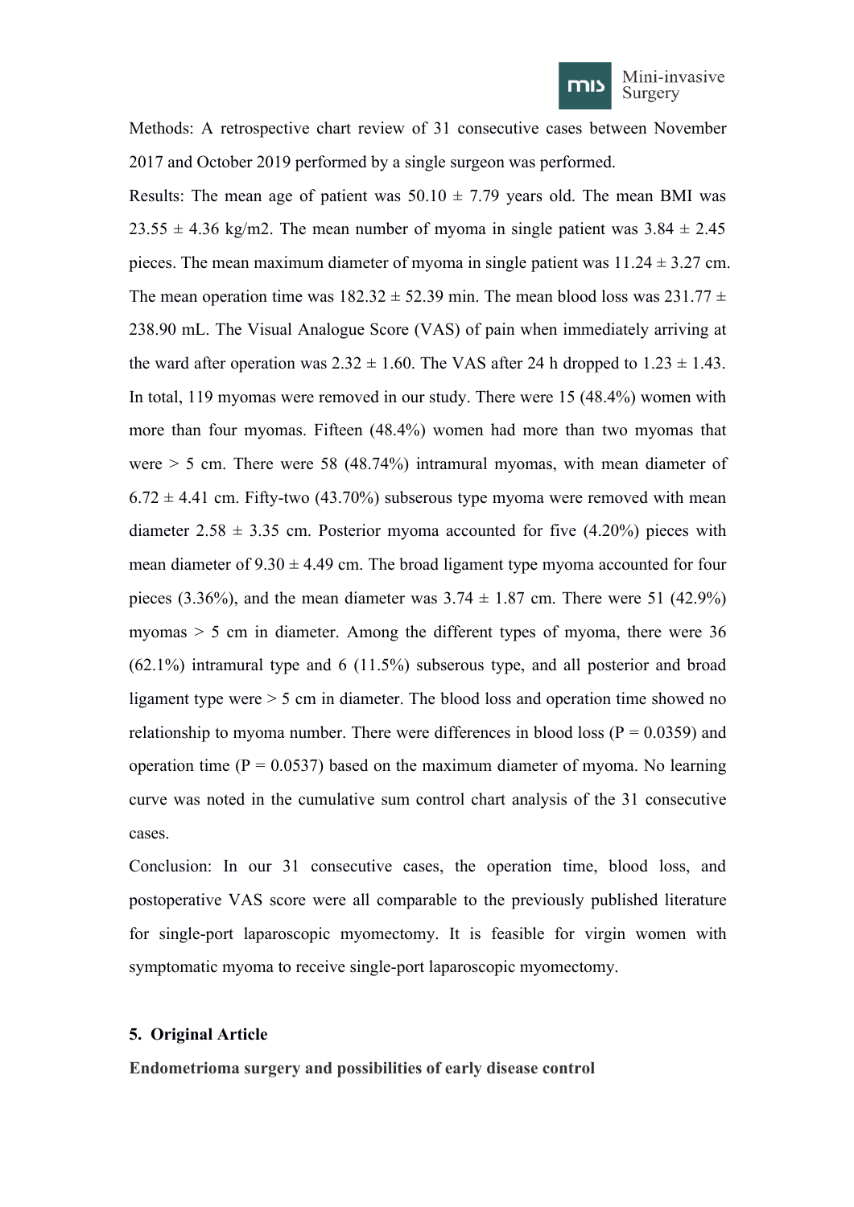Methods: A retrospective chart review of 31 consecutive cases between November 2017 and October 2019 performed by a single surgeon was performed.

Results: The mean age of patient was 50.10 ± 7.79 years old. The mean BMI was 23.55 ± 4.36 kg/m2. The mean number of myoma in single patient was 3.84 ± 2.45 pieces. The mean maximum diameter of myoma in single patient was 11.24 ± 3.27 cm. The mean operation time was 182.32 ± 52.39 min. The mean blood loss was 231.77 ± 238.90 mL. The Visual Analogue Score (VAS) of pain when immediately arriving at the ward after operation was 2.32 ± 1.60. The VAS after 24 h dropped to 1.23 ± 1.43. In total, 119 myomas were removed in our study. There were 15 (48.4%) women with more than four myomas. Fifteen (48.4%) women had more than two myomas that were > 5 cm. There were 58 (48.74%) intramural myomas, with mean diameter of 6.72 ± 4.41 cm. Fifty-two (43.70%) subserous type myoma were removed with mean diameter 2.58 ± 3.35 cm. Posterior myoma accounted for five (4.20%) pieces with mean diameter of 9.30 ± 4.49 cm. The broad ligament type myoma accounted for four pieces (3.36%), and the mean diameter was 3.74 ± 1.87 cm. There were 51 (42.9%) myomas > 5 cm in diameter. Among the different types of myoma, there were 36 (62.1%) intramural type and 6 (11.5%) subserous type, and all posterior and broad ligament type were > 5 cm in diameter. The blood loss and operation time showed no relationship to myoma number. There were differences in blood loss ($P = 0.0359$) and operation time ($P = 0.0537$) based on the maximum diameter of myoma. No learning curve was noted in the cumulative sum control chart analysis of the 31 consecutive cases.

Conclusion: In our 31 consecutive cases, the operation time, blood loss, and postoperative VAS score were all comparable to the previously published literature for single-port laparoscopic myomectomy. It is feasible for virgin women with symptomatic myoma to receive single-port laparoscopic myomectomy.

## 5. Original Article

**Endometrioma surgery and possibilities of early disease control**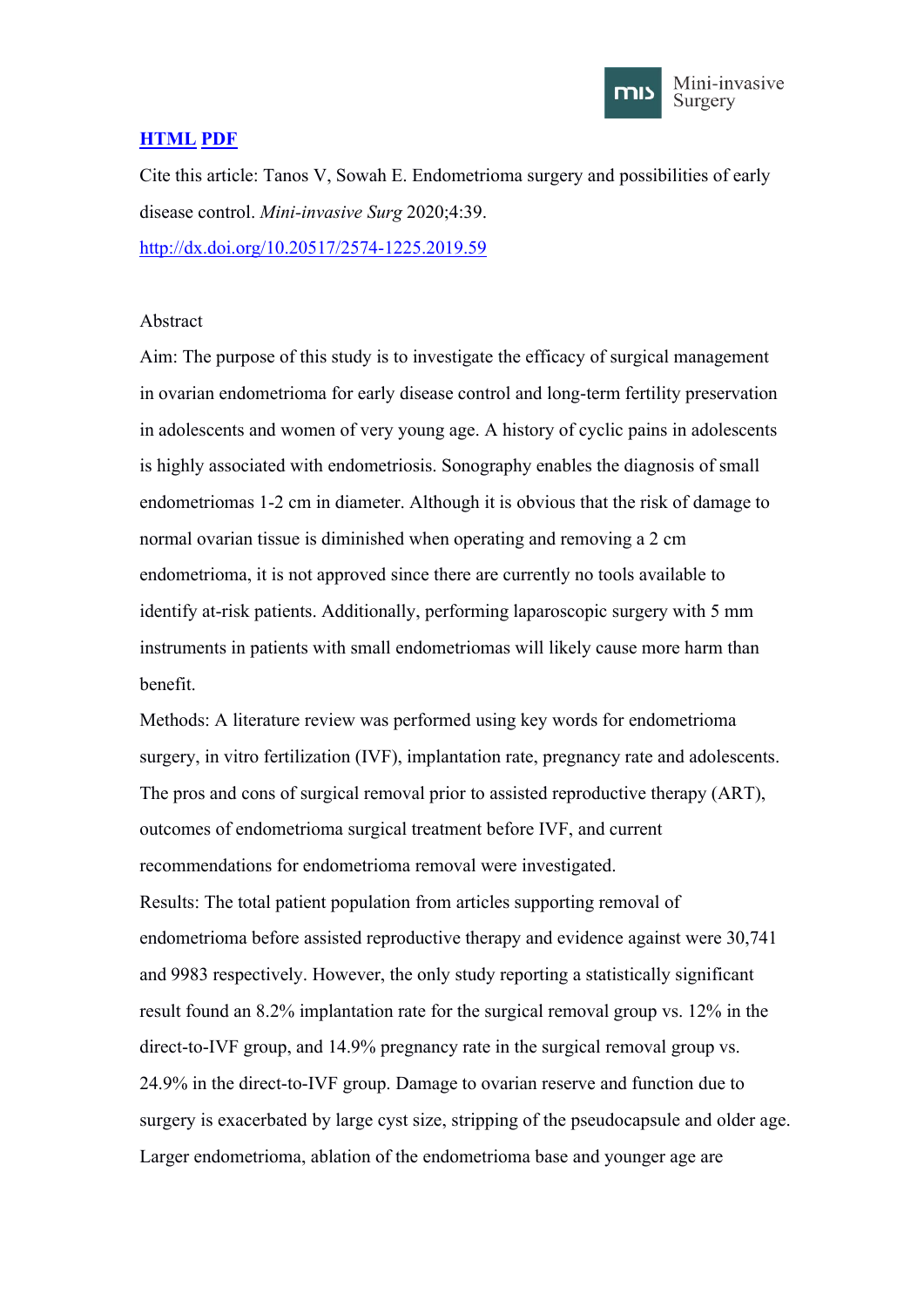[**HTML**](#) [**PDF**](#)

Cite this article: Tanos V, Sowah E. Endometrioma surgery and possibilities of early disease control. *Mini-invasive Surg* 2020;4:39.

[http://dx.doi.org/10.20517/2574-1225.2019.59](http://dx.doi.org/10.20517/2574-1225.2019.59)

Abstract

Aim: The purpose of this study is to investigate the efficacy of surgical management in ovarian endometrioma for early disease control and long-term fertility preservation in adolescents and women of very young age. A history of cyclic pains in adolescents is highly associated with endometriosis. Sonography enables the diagnosis of small endometriomas 1-2 cm in diameter. Although it is obvious that the risk of damage to normal ovarian tissue is diminished when operating and removing a 2 cm endometrioma, it is not approved since there are currently no tools available to identify at-risk patients. Additionally, performing laparoscopic surgery with 5 mm instruments in patients with small endometriomas will likely cause more harm than benefit.

Methods: A literature review was performed using key words for endometrioma surgery, in vitro fertilization (IVF), implantation rate, pregnancy rate and adolescents. The pros and cons of surgical removal prior to assisted reproductive therapy (ART), outcomes of endometrioma surgical treatment before IVF, and current recommendations for endometrioma removal were investigated.

Results: The total patient population from articles supporting removal of endometrioma before assisted reproductive therapy and evidence against were 30,741 and 9983 respectively. However, the only study reporting a statistically significant result found an 8.2% implantation rate for the surgical removal group vs. 12% in the direct-to-IVF group, and 14.9% pregnancy rate in the surgical removal group vs. 24.9% in the direct-to-IVF group. Damage to ovarian reserve and function due to surgery is exacerbated by large cyst size, stripping of the pseudocapsule and older age. Larger endometrioma, ablation of the endometrioma base and younger age are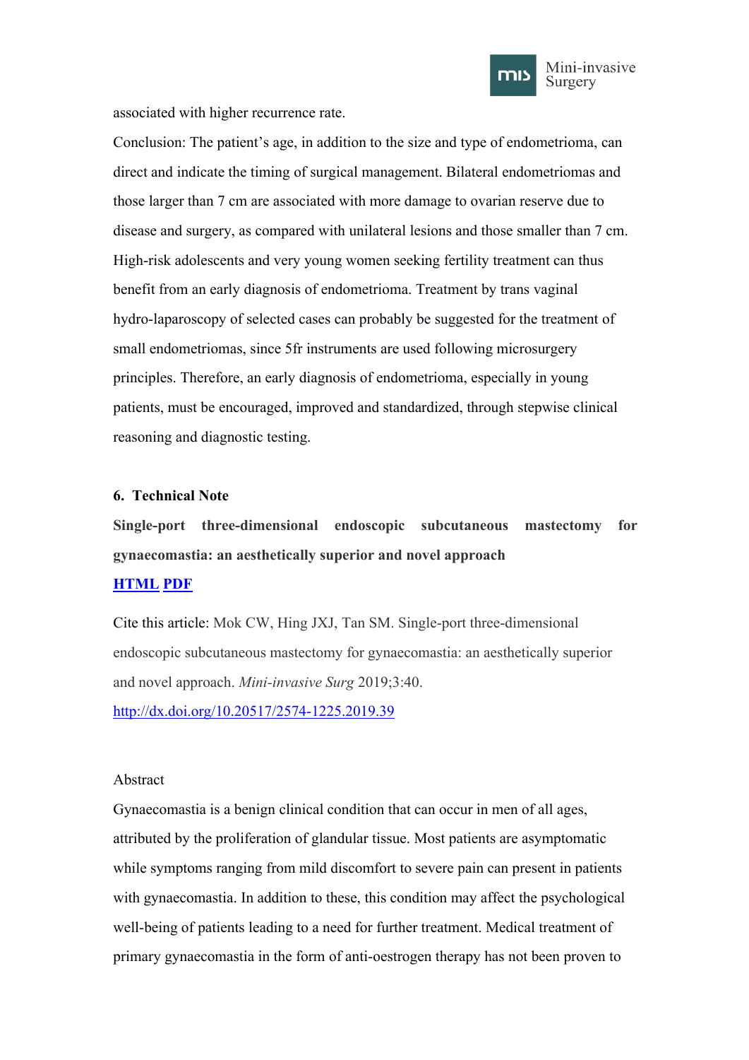associated with higher recurrence rate.

Conclusion: The patient's age, in addition to the size and type of endometrioma, can direct and indicate the timing of surgical management. Bilateral endometriomas and those larger than 7 cm are associated with more damage to ovarian reserve due to disease and surgery, as compared with unilateral lesions and those smaller than 7 cm. High-risk adolescents and very young women seeking fertility treatment can thus benefit from an early diagnosis of endometrioma. Treatment by trans vaginal hydro-laparoscopy of selected cases can probably be suggested for the treatment of small endometriomas, since 5fr instruments are used following microsurgery principles. Therefore, an early diagnosis of endometrioma, especially in young patients, must be encouraged, improved and standardized, through stepwise clinical reasoning and diagnostic testing.

## 6. Technical Note

**Single-port three-dimensional endoscopic subcutaneous mastectomy for gynaecomastia: an aesthetically superior and novel approach**

**[HTML](#) [PDF](#)**

Cite this article: Mok CW, Hing JXJ, Tan SM. Single-port three-dimensional endoscopic subcutaneous mastectomy for gynaecomastia: an aesthetically superior and novel approach. *Mini-invasive Surg* 2019;3:40.

http://dx.doi.org/10.20517/2574-1225.2019.39

Abstract

Gynaecomastia is a benign clinical condition that can occur in men of all ages, attributed by the proliferation of glandular tissue. Most patients are asymptomatic while symptoms ranging from mild discomfort to severe pain can present in patients with gynaecomastia. In addition to these, this condition may affect the psychological well-being of patients leading to a need for further treatment. Medical treatment of primary gynaecomastia in the form of anti-oestrogen therapy has not been proven to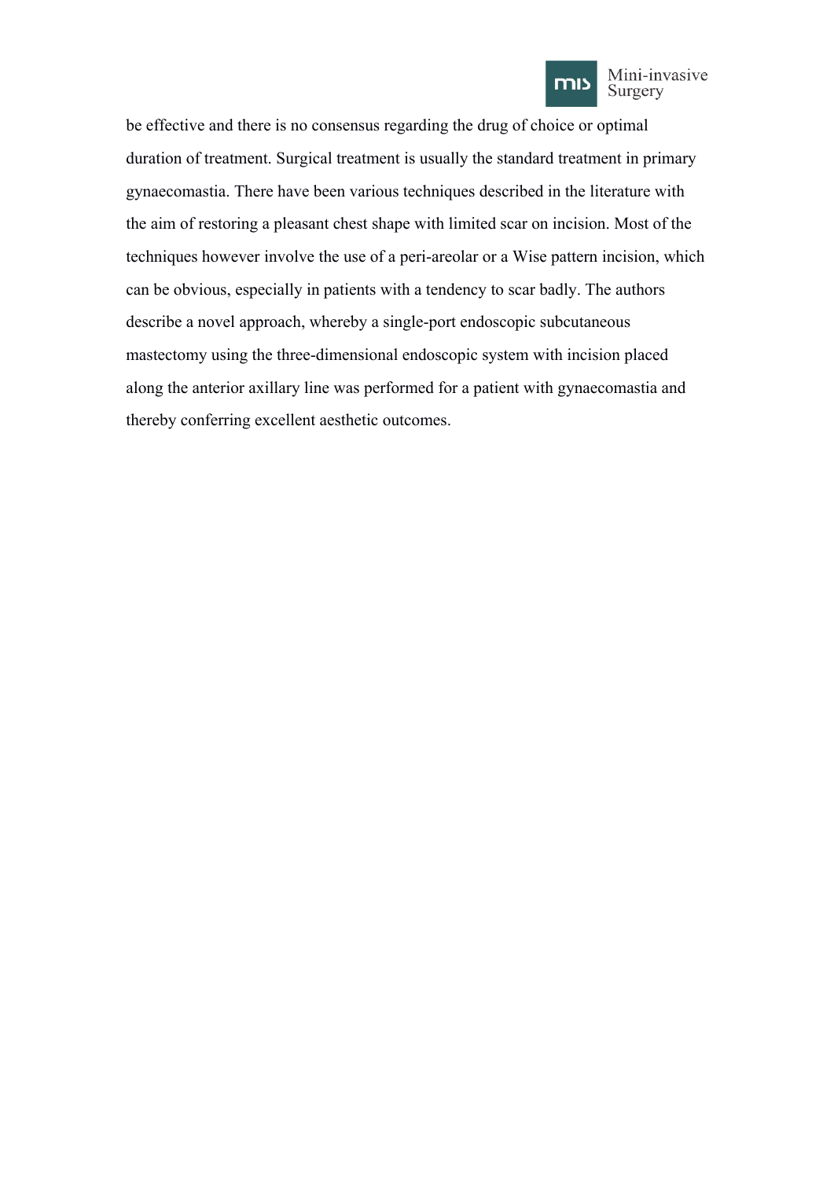be effective and there is no consensus regarding the drug of choice or optimal duration of treatment. Surgical treatment is usually the standard treatment in primary gynaecomastia. There have been various techniques described in the literature with the aim of restoring a pleasant chest shape with limited scar on incision. Most of the techniques however involve the use of a peri-areolar or a Wise pattern incision, which can be obvious, especially in patients with a tendency to scar badly. The authors describe a novel approach, whereby a single-port endoscopic subcutaneous mastectomy using the three-dimensional endoscopic system with incision placed along the anterior axillary line was performed for a patient with gynaecomastia and thereby conferring excellent aesthetic outcomes.